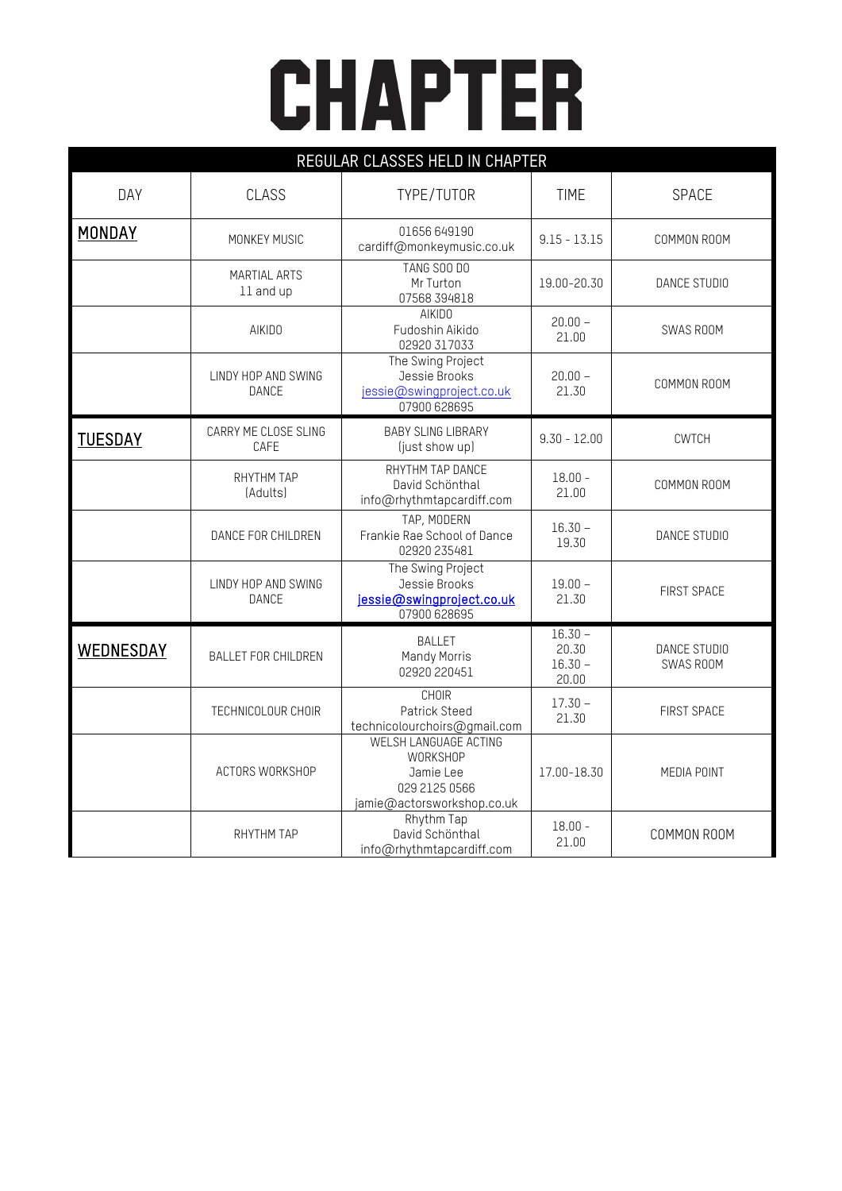# CHAPTER

| REGULAR CLASSES HELD IN CHAPTER | | | | |
|---|---|---|---|---|
| DAY | CLASS | TYPE/TUTOR | TIME | SPACE |
| **MONDAY** | MONKEY MUSIC | 01656 649190 cardiff@monkeymusic.co.uk | 9.15 - 13.15 | COMMON ROOM |
| | MARTIAL ARTS 11 and up | TANG SOO DO Mr Turton 07568 394818 | 19.00-20.30 | DANCE STUDIO |
| | AIKIDO | AIKIDO Fudoshin Aikido 02920 317033 | 20.00 – 21.00 | SWAS ROOM |
| | LINDY HOP AND SWING DANCE | The Swing Project Jessie Brooks jessie@swingproject.co.uk 07900 628695 | 20.00 – 21.30 | COMMON ROOM |
| **TUESDAY** | CARRY ME CLOSE SLING CAFE | BABY SLING LIBRARY (just show up) | 9.30 - 12.00 | CWTCH |
| | RHYTHM TAP (Adults) | RHYTHM TAP DANCE David Schönthal info@rhythmtapcardiff.com | 18.00 - 21.00 | COMMON ROOM |
| | DANCE FOR CHILDREN | TAP, MODERN Frankie Rae School of Dance 02920 235481 | 16.30 – 19.30 | DANCE STUDIO |
| | LINDY HOP AND SWING DANCE | The Swing Project Jessie Brooks jessie@swingproject.co.uk 07900 628695 | 19.00 – 21.30 | FIRST SPACE |
| **WEDNESDAY** | BALLET FOR CHILDREN | BALLET Mandy Morris 02920 220451 | 16.30 – 20.30 16.30 – 20.00 | DANCE STUDIO SWAS ROOM |
| | TECHNICOLOUR CHOIR | CHOIR Patrick Steed technicolourchoirs@gmail.com | 17.30 – 21.30 | FIRST SPACE |
| | ACTORS WORKSHOP | WELSH LANGUAGE ACTING WORKSHOP Jamie Lee 029 2125 0566 jamie@actorsworkshop.co.uk | 17.00-18.30 | MEDIA POINT |
| | RHYTHM TAP | Rhythm Tap David Schönthal info@rhythmtapcardiff.com | 18.00 - 21.00 | COMMON ROOM |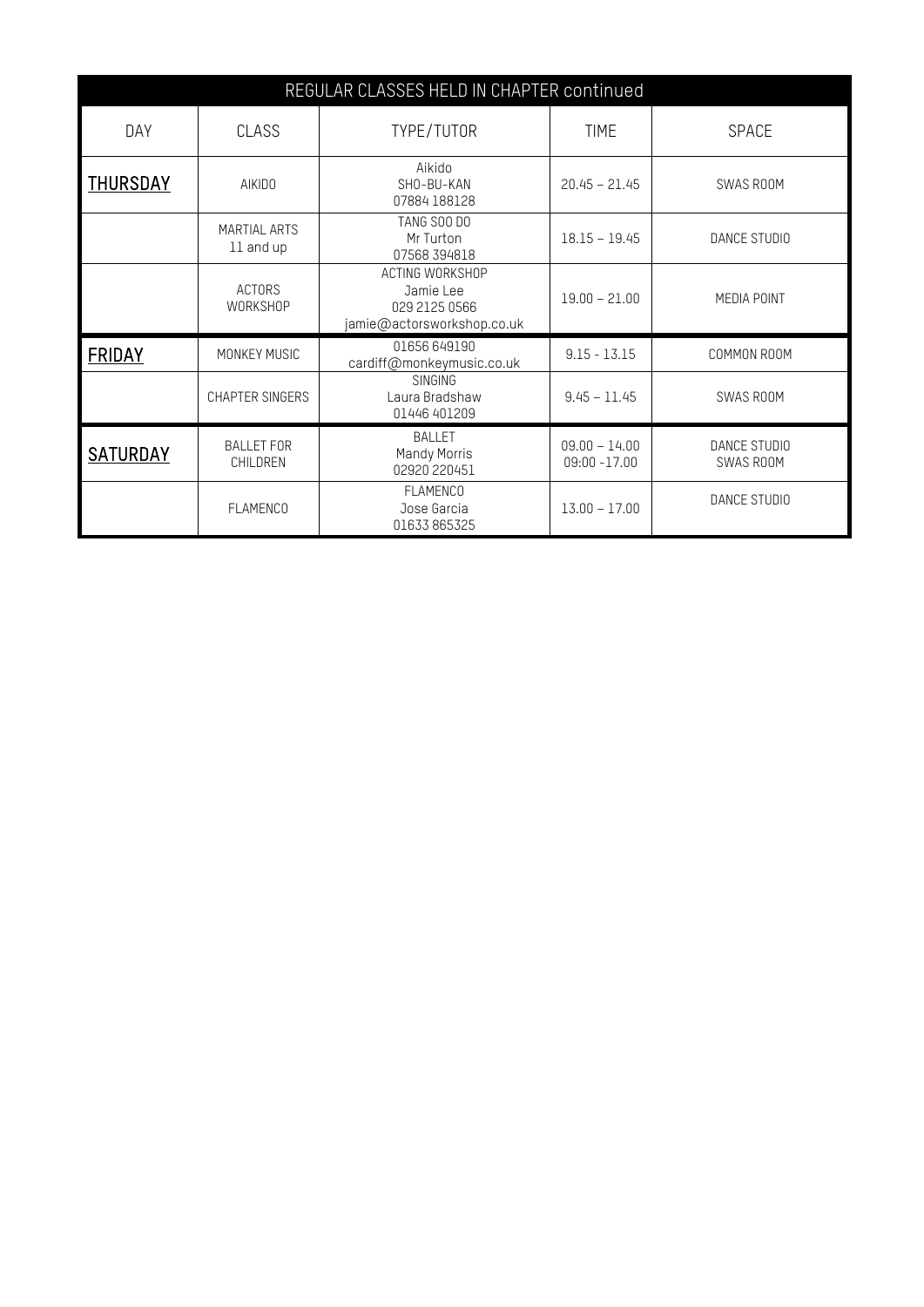| REGULAR CLASSES HELD IN CHAPTER continued | | | | |
|---|---|---|---|---|
| DAY | CLASS | TYPE/TUTOR | TIME | SPACE |
| **THURSDAY** | AIKIDO | Aikido<br>SHO-BU-KAN<br>07884 188128 | 20.45 – 21.45 | SWAS ROOM |
| | MARTIAL ARTS<br>11 and up | TANG SOO DO<br>Mr Turton<br>07568 394818 | 18.15 – 19.45 | DANCE STUDIO |
| | ACTORS<br>WORKSHOP | ACTING WORKSHOP<br>Jamie Lee<br>029 2125 0566<br>jamie@actorsworkshop.co.uk | 19.00 – 21.00 | MEDIA POINT |
| **FRIDAY** | MONKEY MUSIC | 01656 649190<br>cardiff@monkeymusic.co.uk | 9.15 - 13.15 | COMMON ROOM |
| | CHAPTER SINGERS | SINGING<br>Laura Bradshaw<br>01446 401209 | 9.45 – 11.45 | SWAS ROOM |
| **SATURDAY** | BALLET FOR<br>CHILDREN | BALLET<br>Mandy Morris<br>02920 220451 | 09.00 – 14.00<br>09:00 -17.00 | DANCE STUDIO<br>SWAS ROOM |
| | FLAMENCO | FLAMENCO<br>Jose Garcia<br>01633 865325 | 13.00 – 17.00 | DANCE STUDIO |